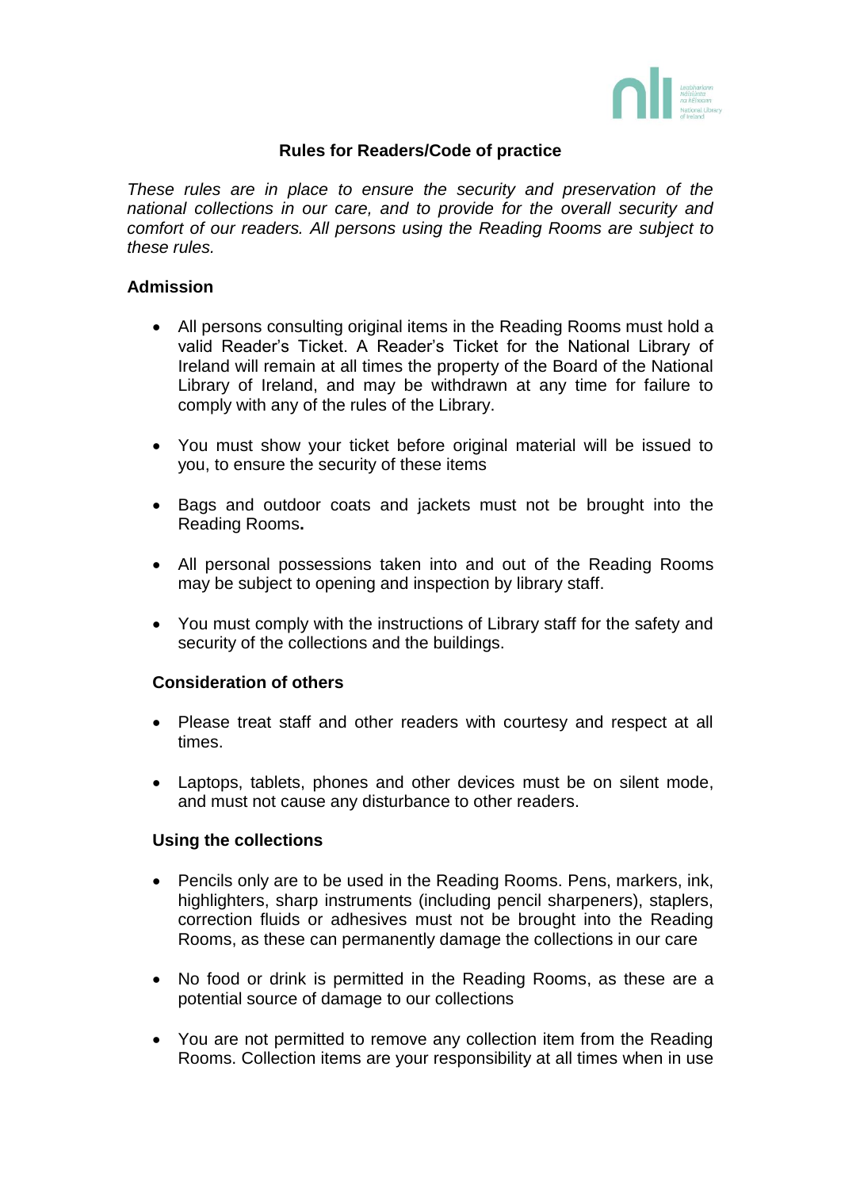# Rules for Readers/Code of practice

*These rules are in place to ensure the security and preservation of the national collections in our care, and to provide for the overall security and comfort of our readers. All persons using the Reading Rooms are subject to these rules.*

## Admission

- All persons consulting original items in the Reading Rooms must hold a valid Reader's Ticket. A Reader's Ticket for the National Library of Ireland will remain at all times the property of the Board of the National Library of Ireland, and may be withdrawn at any time for failure to comply with any of the rules of the Library.

- You must show your ticket before original material will be issued to you, to ensure the security of these items

- Bags and outdoor coats and jackets must not be brought into the Reading Rooms**.**

- All personal possessions taken into and out of the Reading Rooms may be subject to opening and inspection by library staff.

- You must comply with the instructions of Library staff for the safety and security of the collections and the buildings.

## Consideration of others

- Please treat staff and other readers with courtesy and respect at all times.

- Laptops, tablets, phones and other devices must be on silent mode, and must not cause any disturbance to other readers.

## Using the collections

- Pencils only are to be used in the Reading Rooms. Pens, markers, ink, highlighters, sharp instruments (including pencil sharpeners), staplers, correction fluids or adhesives must not be brought into the Reading Rooms, as these can permanently damage the collections in our care

- No food or drink is permitted in the Reading Rooms, as these are a potential source of damage to our collections

- You are not permitted to remove any collection item from the Reading Rooms. Collection items are your responsibility at all times when in use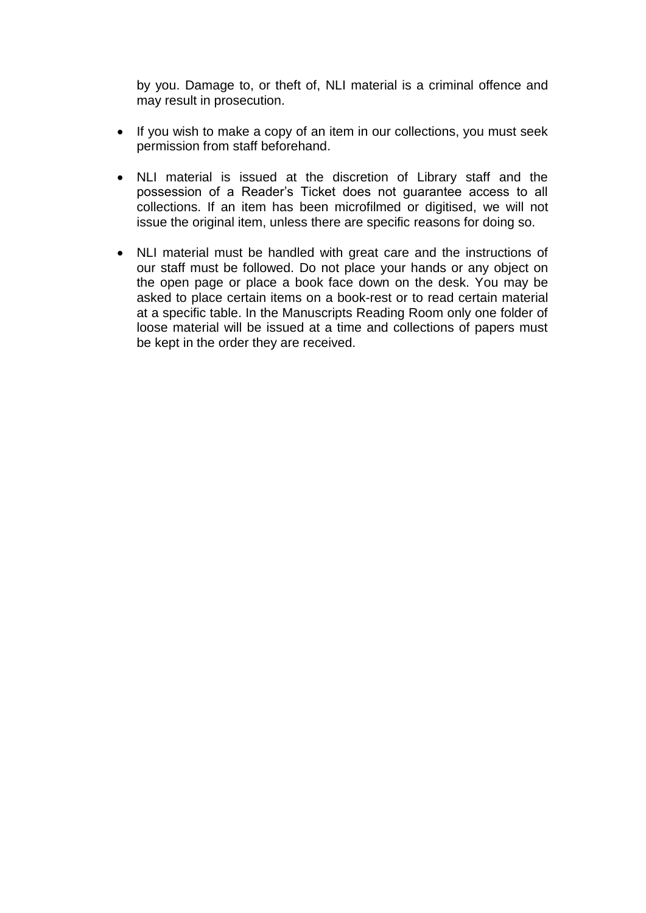by you. Damage to, or theft of, NLI material is a criminal offence and may result in prosecution.

- If you wish to make a copy of an item in our collections, you must seek permission from staff beforehand.

- NLI material is issued at the discretion of Library staff and the possession of a Reader's Ticket does not guarantee access to all collections. If an item has been microfilmed or digitised, we will not issue the original item, unless there are specific reasons for doing so.

- NLI material must be handled with great care and the instructions of our staff must be followed. Do not place your hands or any object on the open page or place a book face down on the desk. You may be asked to place certain items on a book-rest or to read certain material at a specific table. In the Manuscripts Reading Room only one folder of loose material will be issued at a time and collections of papers must be kept in the order they are received.